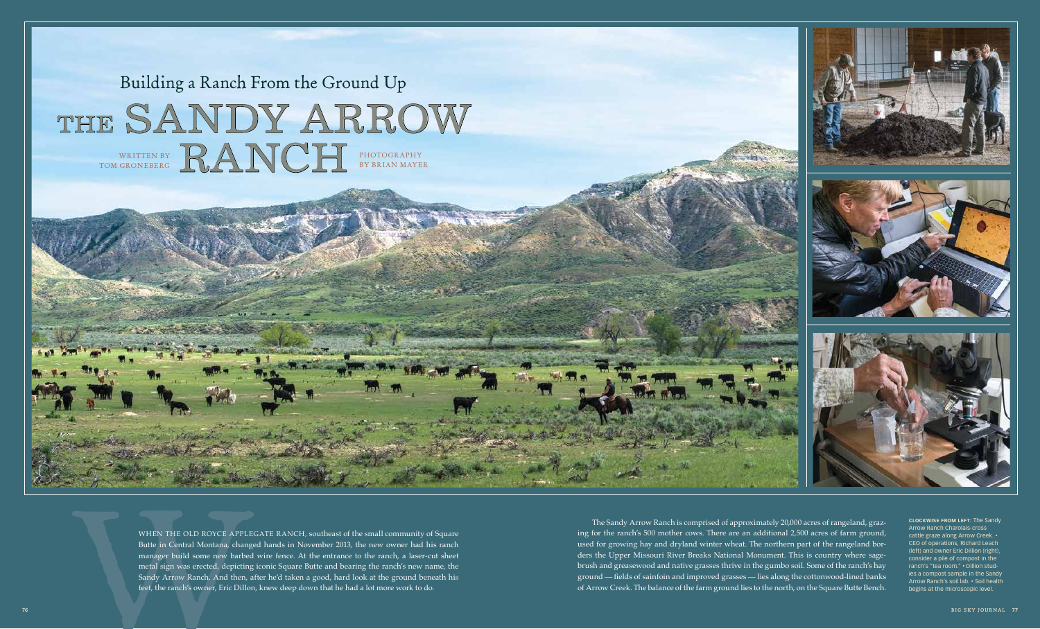# Building a Ranch From the Ground Up

# THE SANDY ARROW RANCH

WRITTEN BY TOM GRONEBERG

PHOTOGRAPHY BY BRIAN MAYER

WHEN THE OLD ROYCE APPLEGATE RANCH, southeast of the small community of Square Butte in Central Montana, changed hands in November 2013, the new owner had his ranch manager build some new barbed wire fence. At the entrance to the ranch, a laser-cut sheet metal sign was erected, depicting iconic Square Butte and bearing the ranch's new name, the Sandy Arrow Ranch. And then, after he'd taken a good, hard look at the ground beneath his feet, the ranch's owner, Eric Dillon, knew deep down that he had a lot more work to do.

The Sandy Arrow Ranch is comprised of approximately 20,000 acres of rangeland, grazing for the ranch's 500 mother cows. There are an additional 2,500 acres of farm ground, used for growing hay and dryland winter wheat. The northern part of the rangeland borders the Upper Missouri River Breaks National Monument. This is country where sagebrush and greasewood and native grasses thrive in the gumbo soil. Some of the ranch's hay ground — fields of sainfoin and improved grasses — lies along the cottonwood-lined banks of Arrow Creek. The balance of the farm ground lies to the north, on the Square Butte Bench.

**CLOCKWISE FROM LEFT:** The Sandy Arrow Ranch Charolais-cross cattle graze along Arrow Creek. • CEO of operations, Richard Leach (left) and owner Eric Dillon (right), consider a pile of compost in the ranch's "tea room." • Dillion studies a compost sample in the Sandy Arrow Ranch's soil lab. • Soil health begins at the microscopic level.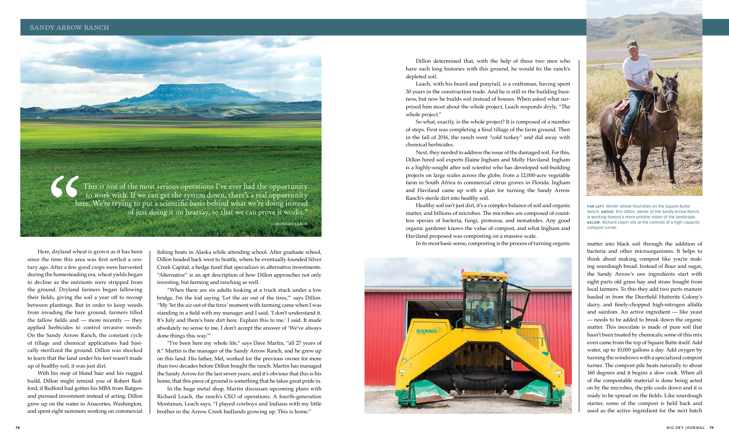> This is one of the most serious operations I've ever had the opportunity to work with. If we can get the system down, there's a real opportunity here. We're trying to put a scientific basis behind what we're doing instead of just doing it on hearsay, so that we can prove it works."
>
> — RICHARD LEACH

Here, dryland wheat is grown as it has been since the time this area was first settled a century ago. After a few good crops were harvested during the homesteading era, wheat yields began to decline as the nutrients were stripped from the ground. Dryland farmers began fallowing their fields, giving the soil a year off to recoup between plantings. But in order to keep weeds from invading the bare ground, farmers tilled the fallow fields and — more recently — they applied herbicides to control invasive weeds. On the Sandy Arrow Ranch, the constant cycle of tillage and chemical applications had basically sterilized the ground. Dillon was shocked to learn that the land under his feet wasn't made up of healthy soil, it was just dirt.

With his mop of blond hair and his rugged build, Dillon might remind you of Robert Redford, if Redford had gotten his MBA from Rutgers and pursued investment instead of acting. Dillon grew up on the water in Anacortes, Washington, and spent eight summers working on commercial fishing boats in Alaska while attending school. After graduate school, Dillon headed back west to Seattle, where he eventually founded Silver Creek Capital, a hedge fund that specializes in alternative investments. "Alternative" is an apt description of how Dillon approaches not only investing, but farming and ranching as well.

"When there are six adults looking at a truck stuck under a low bridge, I'm the kid saying 'Let the air out of the tires,'" says Dillon. "My 'let the air out of the tires' moment with farming came when I was standing in a field with my manager and I said, 'I don't understand it. It's July and there's bare dirt here. Explain this to me.' I said. It made absolutely no sense to me, I don't accept the answer of 'We've always done things this way.'"

"I've been here my whole life," says Dave Martin, "all 27 years of it." Martin is the manager of the Sandy Arrow Ranch, and he grew up on this land. His father, Mel, worked for the previous owner for more than two decades before Dillon bought the ranch. Martin has managed the Sandy Arrow for the last seven years, and it's obvious that this is his home, that this piece of ground is something that he takes great pride in.

In the huge metal shop, Martin discusses upcoming plans with Richard Leach, the ranch's CEO of operations. A fourth-generation Montanan, Leach says, "I played cowboys and Indians with my little brother in the Arrow Creek badlands growing up. This is home."

Dillon determined that, with the help of these two men who have such long histories with this ground, he would fix the ranch's depleted soil.

Leach, with his beard and ponytail, is a craftsman, having spent 30 years in the construction trade. And he is still in the building business, but now he builds soil instead of houses. When asked what surprised him most about the whole project, Leach responds dryly, "The whole project."

So what, exactly, is the whole project? It is composed of a number of steps. First was completing a final tillage of the farm ground. Then in the fall of 2016, the ranch went "cold turkey" and did away with chemical herbicides.

Next, they needed to address the issue of the damaged soil. For this, Dillon hired soil experts Elaine Ingham and Molly Haviland. Ingham is a highly-sought after soil scientist who has developed soil-building projects on large scales across the globe, from a 12,000-acre vegetable farm in South Africa to commercial citrus groves in Florida. Ingham and Haviland came up with a plan for turning the Sandy Arrow Ranch's sterile dirt into healthy soil.

Healthy soil isn't just dirt, it's a complex balance of soil and organic matter, and billions of microbes. The microbes are composed of countless species of bacteria, fungi, protozoa, and nematodes. Any good organic gardener knows the value of compost, and what Ingham and Haviland proposed was composting on a massive scale.

In its most basic sense, composting is the process of turning organic matter into black soil through the addition of bacteria and other microorganisms. It helps to think about making compost like you're making sourdough bread. Instead of flour and sugar, the Sandy Arrow's raw ingredients start with eight parts old grass hay and straw bought from local farmers. To this they add two parts manure hauled in from the Deerfield Hutterite Colony's dairy, and finely-chopped high-nitrogen alfalfa and sainfoin. An active ingredient — like yeast — needs to be added to break down the organic matter. This inoculate is made of pure soil that hasn't been treated by chemicals; some of this mix even came from the top of Square Butte itself. Add water, up to 10,000 gallons a day. Add oxygen by turning the windrows with a specialized compost turner. The compost pile heats naturally to about 160 degrees and it begins a slow cook. When all of the compostable material is done being acted on by the microbes, the pile cools down and it is ready to be spread on the fields. Like sourdough starter, some of the compost is held back and used as the active ingredient for the next batch

**FAR LEFT:** Winter wheat flourishes on the Square Butte bench. **ABOVE:** Eric Dillon, owner of the Sandy Arrow Ranch, is working toward a more pristine vision of the landscape. **BELOW:** Richard Leach sits at the controls of a high-capacity compost turner.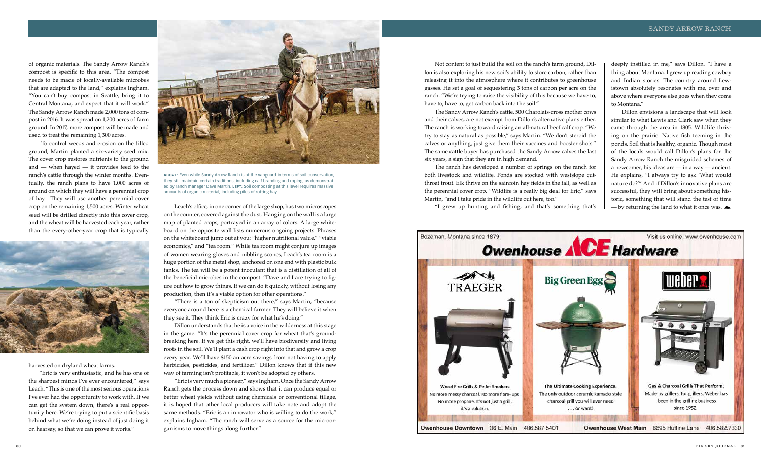of organic materials. The Sandy Arrow Ranch's compost is specific to this area. "The compost needs to be made of locally-available microbes that are adapted to the land," explains Ingham. "You can't buy compost in Seattle, bring it to Central Montana, and expect that it will work." The Sandy Arrow Ranch made 2,000 tons of compost in 2016. It was spread on 1,200 acres of farm ground. In 2017, more compost will be made and used to treat the remaining 1,300 acres.

To control weeds and erosion on the tilled ground, Martin planted a six-variety seed mix. The cover crop restores nutrients to the ground and — when hayed — it provides feed to the ranch's cattle through the winter months. Eventually, the ranch plans to have 1,000 acres of ground on which they will have a perennial crop of hay. They will use another perennial cover crop on the remaining 1,500 acres. Winter wheat seed will be drilled directly into this cover crop, and the wheat will be harvested each year, rather than the every-other-year crop that is typically harvested on dryland wheat farms.

"Eric is very enthusiastic, and he has one of the sharpest minds I've ever encountered," says Leach. "This is one of the most serious operations I've ever had the opportunity to work with. If we can get the system down, there's a real opportunity here. We're trying to put a scientific basis behind what we're doing instead of just doing it on hearsay, so that we can prove it works."

**ABOVE:** Even while Sandy Arrow Ranch is at the vanguard in terms of soil conservation, they still maintain certain traditions, including calf branding and roping, as demonstrated by ranch manager Dave Martin. **LEFT:** Soil composting at this level requires massive amounts of organic material, including piles of rotting hay.

Leach's office, in one corner of the large shop, has two microscopes on the counter, covered against the dust. Hanging on the wall is a large map of planted crops, portrayed in an array of colors. A large whiteboard on the opposite wall lists numerous ongoing projects. Phrases on the whiteboard jump out at you: "higher nutritional value," "viable economics," and "tea room." While tea room might conjure up images of women wearing gloves and nibbling scones, Leach's tea room is a huge portion of the metal shop, anchored on one end with plastic bulk tanks. The tea will be a potent inoculant that is a distillation of all of the beneficial microbes in the compost. "Dave and I are trying to figure out how to grow things. If we can do it quickly, without losing any production, then it's a viable option for other operations."

"There is a ton of skepticism out there," says Martin, "because everyone around here is a chemical farmer. They will believe it when they see it. They think Eric is crazy for what he's doing."

Dillon understands that he is a voice in the wilderness at this stage in the game. "It's the perennial cover crop for wheat that's groundbreaking here. If we get this right, we'll have biodiversity and living roots in the soil. We'll plant a cash crop right into that and grow a crop every year. We'll have $150 an acre savings from not having to apply herbicides, pesticides, and fertilizer." Dillon knows that if this new way of farming isn't profitable, it won't be adopted by others.

"Eric is very much a pioneer," says Ingham. Once the Sandy Arrow Ranch gets the process down and shows that it can produce equal or better wheat yields without using chemicals or conventional tillage, it is hoped that other local producers will take note and adopt the same methods. "Eric is an innovator who is willing to do the work," explains Ingham. "The ranch will serve as a source for the microorganisms to move things along further."

Not content to just build the soil on the ranch's farm ground, Dillon is also exploring his new soil's ability to store carbon, rather than releasing it into the atmosphere where it contributes to greenhouse gasses. He set a goal of sequestering 3 tons of carbon per acre on the ranch. "We're trying to raise the visibility of this because we have to, have to, have to, get carbon back into the soil."

The Sandy Arrow Ranch's cattle, 500 Charolais-cross mother cows and their calves, are not exempt from Dillon's alternative plans either. The ranch is working toward raising an all-natural beef calf crop. "We try to stay as natural as possible," says Martin. "We don't steroid the calves or anything, just give them their vaccines and booster shots." The same cattle buyer has purchased the Sandy Arrow calves the last six years, a sign that they are in high demand.

The ranch has developed a number of springs on the ranch for both livestock and wildlife. Ponds are stocked with westslope cutthroat trout. Elk thrive on the sainfoin hay fields in the fall, as well as the perennial cover crop. "Wildlife is a really big deal for Eric," says Martin, "and I take pride in the wildlife out here, too."

"I grew up hunting and fishing, and that's something that's deeply instilled in me," says Dillon. "I have a thing about Montana. I grew up reading cowboy and Indian stories. The country around Lewistown absolutely resonates with me, over and above where everyone else goes when they come to Montana."

Dillon envisions a landscape that will look similar to what Lewis and Clark saw when they came through the area in 1805. Wildlife thriving on the prairie. Native fish teeming in the ponds. Soil that is healthy, organic. Though most of the locals would call Dillon's plans for the Sandy Arrow Ranch the misguided schemes of a newcomer, his ideas are — in a way — ancient. He explains, "I always try to ask 'What would nature do?'" And if Dillon's innovative plans are successful, they will bring about something historic, something that will stand the test of time — by returning the land to what it once was.

Bozeman, Montana since 1879

Visit us online: www.owenhouse.com

**Owenhouse ACE Hardware**

TRAEGER

**Wood Fire Grills & Pellet Smokers**
No more messy charcoal. No more flare-ups. No more propane. It's not just a grill, it's a solution.

Big Green Egg

**The Ultimate Cooking Experience.**
The only outdoor ceramic kamado style charcoal grill you will ever need . . . or want!

weber

**Gas & Charcoal Grills That Perform.**
Made by grillers, for grillers. Weber has been in the grilling business since 1952.

**Owenhouse Downtown** 36 E. Main 406.587.5401 **Owenhouse West Main** 8695 Huffine Lane 406.582.7330